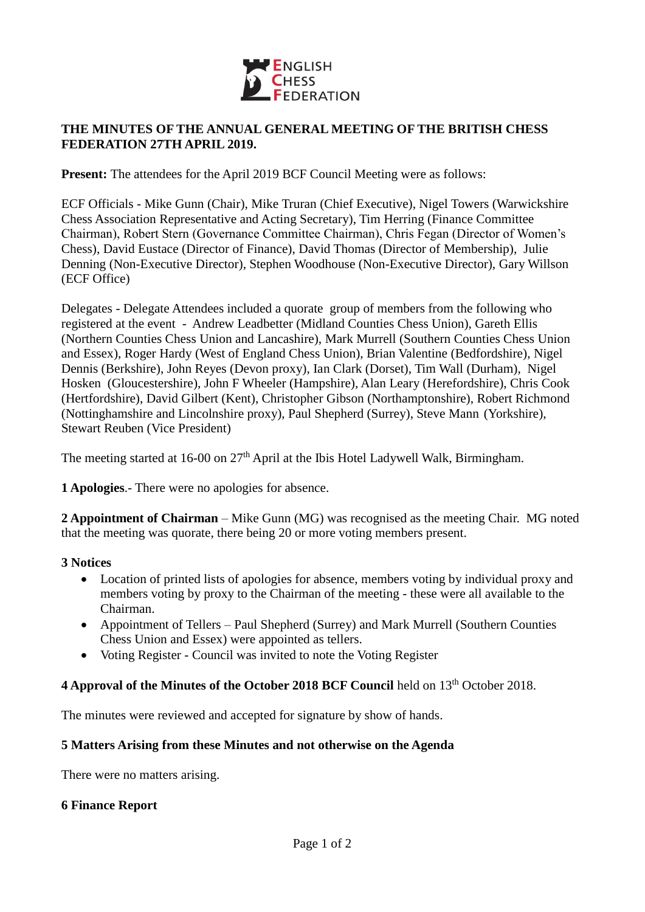ENGLISH CHESS FEDERATION

# THE MINUTES OF THE ANNUAL GENERAL MEETING OF THE BRITISH CHESS FEDERATION 27TH APRIL 2019.

**Present:** The attendees for the April 2019 BCF Council Meeting were as follows:

ECF Officials - Mike Gunn (Chair), Mike Truran (Chief Executive), Nigel Towers (Warwickshire Chess Association Representative and Acting Secretary), Tim Herring (Finance Committee Chairman), Robert Stern (Governance Committee Chairman), Chris Fegan (Director of Women's Chess), David Eustace (Director of Finance), David Thomas (Director of Membership), Julie Denning (Non-Executive Director), Stephen Woodhouse (Non-Executive Director), Gary Willson (ECF Office)

Delegates - Delegate Attendees included a quorate group of members from the following who registered at the event - Andrew Leadbetter (Midland Counties Chess Union), Gareth Ellis (Northern Counties Chess Union and Lancashire), Mark Murrell (Southern Counties Chess Union and Essex), Roger Hardy (West of England Chess Union), Brian Valentine (Bedfordshire), Nigel Dennis (Berkshire), John Reyes (Devon proxy), Ian Clark (Dorset), Tim Wall (Durham), Nigel Hosken (Gloucestershire), John F Wheeler (Hampshire), Alan Leary (Herefordshire), Chris Cook (Hertfordshire), David Gilbert (Kent), Christopher Gibson (Northamptonshire), Robert Richmond (Nottinghamshire and Lincolnshire proxy), Paul Shepherd (Surrey), Steve Mann (Yorkshire), Stewart Reuben (Vice President)

The meeting started at 16-00 on 27th April at the Ibis Hotel Ladywell Walk, Birmingham.

**1 Apologies**.- There were no apologies for absence.

**2 Appointment of Chairman** – Mike Gunn (MG) was recognised as the meeting Chair. MG noted that the meeting was quorate, there being 20 or more voting members present.

**3 Notices**

- Location of printed lists of apologies for absence, members voting by individual proxy and members voting by proxy to the Chairman of the meeting - these were all available to the Chairman.
- Appointment of Tellers – Paul Shepherd (Surrey) and Mark Murrell (Southern Counties Chess Union and Essex) were appointed as tellers.
- Voting Register - Council was invited to note the Voting Register

**4 Approval of the Minutes of the October 2018 BCF Council** held on 13th October 2018.

The minutes were reviewed and accepted for signature by show of hands.

**5 Matters Arising from these Minutes and not otherwise on the Agenda**

There were no matters arising.

**6 Finance Report**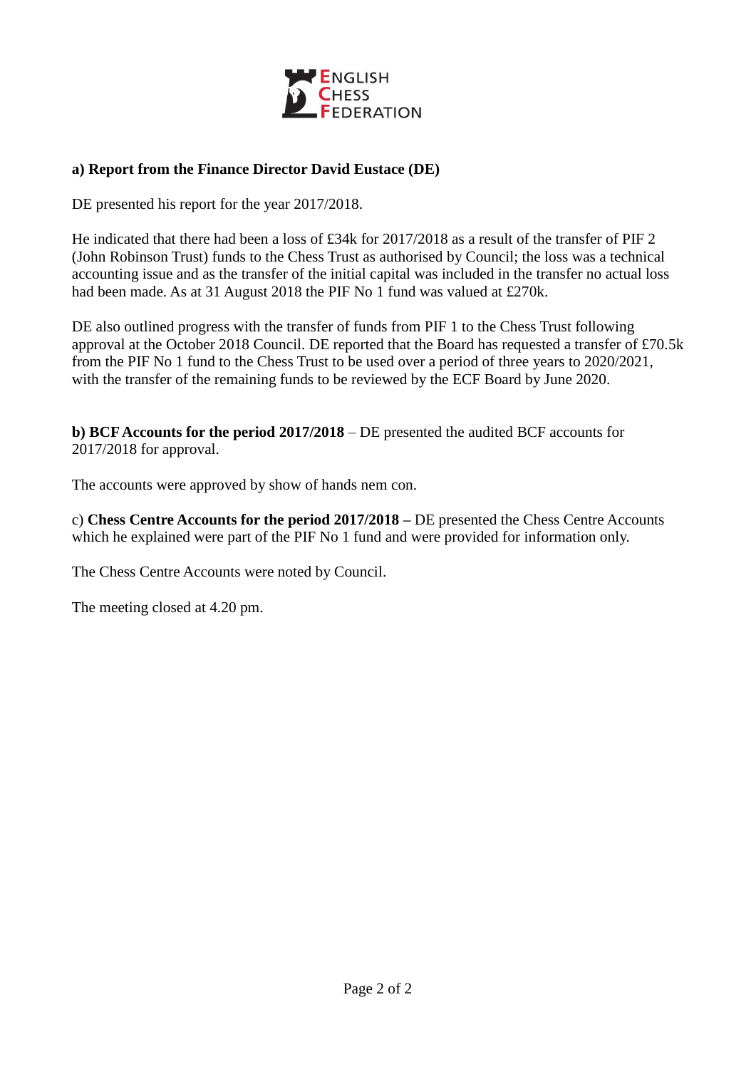**a) Report from the Finance Director David Eustace (DE)**

DE presented his report for the year 2017/2018.

He indicated that there had been a loss of £34k for 2017/2018 as a result of the transfer of PIF 2 (John Robinson Trust) funds to the Chess Trust as authorised by Council; the loss was a technical accounting issue and as the transfer of the initial capital was included in the transfer no actual loss had been made. As at 31 August 2018 the PIF No 1 fund was valued at £270k.

DE also outlined progress with the transfer of funds from PIF 1 to the Chess Trust following approval at the October 2018 Council. DE reported that the Board has requested a transfer of £70.5k from the PIF No 1 fund to the Chess Trust to be used over a period of three years to 2020/2021, with the transfer of the remaining funds to be reviewed by the ECF Board by June 2020.

**b) BCF Accounts for the period 2017/2018** – DE presented the audited BCF accounts for 2017/2018 for approval.

The accounts were approved by show of hands nem con.

c) **Chess Centre Accounts for the period 2017/2018 –** DE presented the Chess Centre Accounts which he explained were part of the PIF No 1 fund and were provided for information only.

The Chess Centre Accounts were noted by Council.

The meeting closed at 4.20 pm.